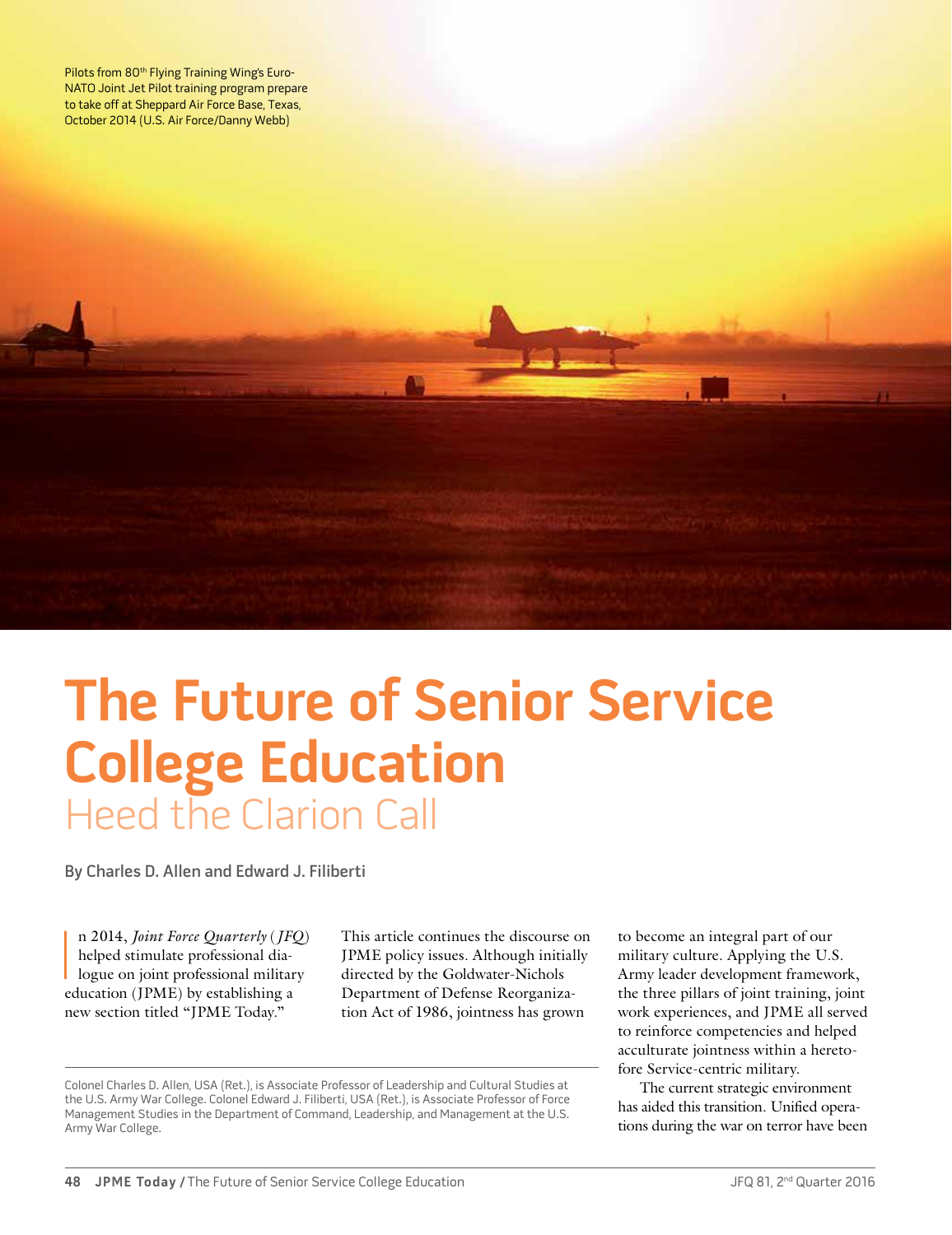Pilots from 80th Flying Training Wing's Euro-NATO Joint Jet Pilot training program prepare to take off at Sheppard Air Force Base, Texas, October 2014 (U.S. Air Force/Danny Webb)

# The Future of Senior Service College Education

## Heed the Clarion Call

By Charles D. Allen and Edward J. Filiberti

In 2014, *Joint Force Quarterly* (*JFQ*) helped stimulate professional dialogue on joint professional military education (JPME) by establishing a new section titled "JPME Today." This article continues the discourse on JPME policy issues. Although initially directed by the Goldwater-Nichols Department of Defense Reorganization Act of 1986, jointness has grown to become an integral part of our military culture. Applying the U.S. Army leader development framework, the three pillars of joint training, joint work experiences, and JPME all served to reinforce competencies and helped acculturate jointness within a heretofore Service-centric military.

The current strategic environment has aided this transition. Unified operations during the war on terror have been

Colonel Charles D. Allen, USA (Ret.), is Associate Professor of Leadership and Cultural Studies at the U.S. Army War College. Colonel Edward J. Filiberti, USA (Ret.), is Associate Professor of Force Management Studies in the Department of Command, Leadership, and Management at the U.S. Army War College.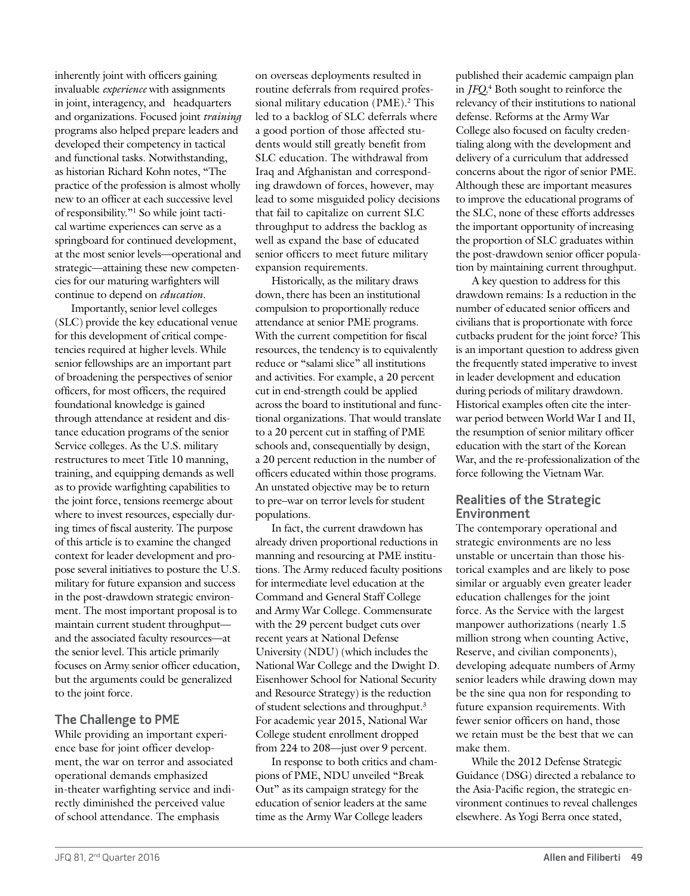inherently joint with officers gaining invaluable *experience* with assignments in joint, interagency, and headquarters and organizations. Focused joint *training* programs also helped prepare leaders and developed their competency in tactical and functional tasks. Notwithstanding, as historian Richard Kohn notes, "The practice of the profession is almost wholly new to an officer at each successive level of responsibility."[1] So while joint tactical wartime experiences can serve as a springboard for continued development, at the most senior levels—operational and strategic—attaining these new competencies for our maturing warfighters will continue to depend on *education*.

Importantly, senior level colleges (SLC) provide the key educational venue for this development of critical competencies required at higher levels. While senior fellowships are an important part of broadening the perspectives of senior officers, for most officers, the required foundational knowledge is gained through attendance at resident and distance education programs of the senior Service colleges. As the U.S. military restructures to meet Title 10 manning, training, and equipping demands as well as to provide warfighting capabilities to the joint force, tensions reemerge about where to invest resources, especially during times of fiscal austerity. The purpose of this article is to examine the changed context for leader development and propose several initiatives to posture the U.S. military for future expansion and success in the post-drawdown strategic environment. The most important proposal is to maintain current student throughput—and the associated faculty resources—at the senior level. This article primarily focuses on Army senior officer education, but the arguments could be generalized to the joint force.

## The Challenge to PME

While providing an important experience base for joint officer development, the war on terror and associated operational demands emphasized in-theater warfighting service and indirectly diminished the perceived value of school attendance. The emphasis on overseas deployments resulted in routine deferrals from required professional military education (PME).[2] This led to a backlog of SLC deferrals where a good portion of those affected students would still greatly benefit from SLC education. The withdrawal from Iraq and Afghanistan and corresponding drawdown of forces, however, may lead to some misguided policy decisions that fail to capitalize on current SLC throughput to address the backlog as well as expand the base of educated senior officers to meet future military expansion requirements.

Historically, as the military draws down, there has been an institutional compulsion to proportionally reduce attendance at senior PME programs. With the current competition for fiscal resources, the tendency is to equivalently reduce or "salami slice" all institutions and activities. For example, a 20 percent cut in end-strength could be applied across the board to institutional and functional organizations. That would translate to a 20 percent cut in staffing of PME schools and, consequentially by design, a 20 percent reduction in the number of officers educated within those programs. An unstated objective may be to return to pre–war on terror levels for student populations.

In fact, the current drawdown has already driven proportional reductions in manning and resourcing at PME institutions. The Army reduced faculty positions for intermediate level education at the Command and General Staff College and Army War College. Commensurate with the 29 percent budget cuts over recent years at National Defense University (NDU) (which includes the National War College and the Dwight D. Eisenhower School for National Security and Resource Strategy) is the reduction of student selections and throughput.[3] For academic year 2015, National War College student enrollment dropped from 224 to 208—just over 9 percent.

In response to both critics and champions of PME, NDU unveiled "Break Out" as its campaign strategy for the education of senior leaders at the same time as the Army War College leaders published their academic campaign plan in *JFQ*.[4] Both sought to reinforce the relevancy of their institutions to national defense. Reforms at the Army War College also focused on faculty credentialing along with the development and delivery of a curriculum that addressed concerns about the rigor of senior PME. Although these are important measures to improve the educational programs of the SLC, none of these efforts addresses the important opportunity of increasing the proportion of SLC graduates within the post-drawdown senior officer population by maintaining current throughput.

A key question to address for this drawdown remains: Is a reduction in the number of educated senior officers and civilians that is proportionate with force cutbacks prudent for the joint force? This is an important question to address given the frequently stated imperative to invest in leader development and education during periods of military drawdown. Historical examples often cite the interwar period between World War I and II, the resumption of senior military officer education with the start of the Korean War, and the re-professionalization of the force following the Vietnam War.

## Realities of the Strategic Environment

The contemporary operational and strategic environments are no less unstable or uncertain than those historical examples and are likely to pose similar or arguably even greater leader education challenges for the joint force. As the Service with the largest manpower authorizations (nearly 1.5 million strong when counting Active, Reserve, and civilian components), developing adequate numbers of Army senior leaders while drawing down may be the sine qua non for responding to future expansion requirements. With fewer senior officers on hand, those we retain must be the best that we can make them.

While the 2012 Defense Strategic Guidance (DSG) directed a rebalance to the Asia-Pacific region, the strategic environment continues to reveal challenges elsewhere. As Yogi Berra once stated,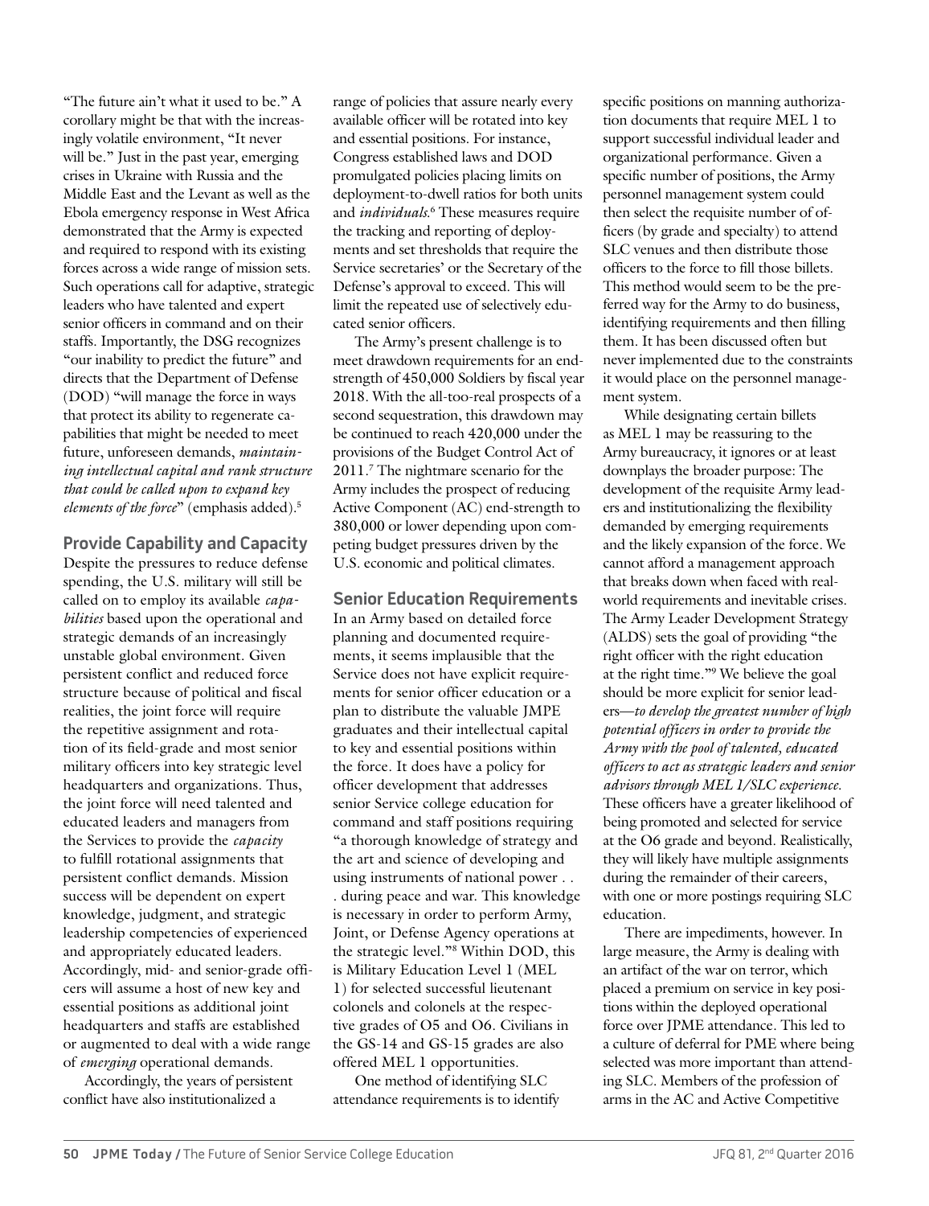"The future ain't what it used to be." A corollary might be that with the increasingly volatile environment, "It never will be." Just in the past year, emerging crises in Ukraine with Russia and the Middle East and the Levant as well as the Ebola emergency response in West Africa demonstrated that the Army is expected and required to respond with its existing forces across a wide range of mission sets. Such operations call for adaptive, strategic leaders who have talented and expert senior officers in command and on their staffs. Importantly, the DSG recognizes "our inability to predict the future" and directs that the Department of Defense (DOD) "will manage the force in ways that protect its ability to regenerate capabilities that might be needed to meet future, unforeseen demands, *maintaining intellectual capital and rank structure that could be called upon to expand key elements of the force*" (emphasis added).[5]

## Provide Capability and Capacity

Despite the pressures to reduce defense spending, the U.S. military will still be called on to employ its available *capabilities* based upon the operational and strategic demands of an increasingly unstable global environment. Given persistent conflict and reduced force structure because of political and fiscal realities, the joint force will require the repetitive assignment and rotation of its field-grade and most senior military officers into key strategic level headquarters and organizations. Thus, the joint force will need talented and educated leaders and managers from the Services to provide the *capacity* to fulfill rotational assignments that persistent conflict demands. Mission success will be dependent on expert knowledge, judgment, and strategic leadership competencies of experienced and appropriately educated leaders. Accordingly, mid- and senior-grade officers will assume a host of new key and essential positions as additional joint headquarters and staffs are established or augmented to deal with a wide range of *emerging* operational demands.

Accordingly, the years of persistent conflict have also institutionalized a range of policies that assure nearly every available officer will be rotated into key and essential positions. For instance, Congress established laws and DOD promulgated policies placing limits on deployment-to-dwell ratios for both units and *individuals*.[6] These measures require the tracking and reporting of deployments and set thresholds that require the Service secretaries' or the Secretary of the Defense's approval to exceed. This will limit the repeated use of selectively educated senior officers.

The Army's present challenge is to meet drawdown requirements for an end-strength of 450,000 Soldiers by fiscal year 2018. With the all-too-real prospects of a second sequestration, this drawdown may be continued to reach 420,000 under the provisions of the Budget Control Act of 2011.[7] The nightmare scenario for the Army includes the prospect of reducing Active Component (AC) end-strength to 380,000 or lower depending upon competing budget pressures driven by the U.S. economic and political climates.

## Senior Education Requirements

In an Army based on detailed force planning and documented requirements, it seems implausible that the Service does not have explicit requirements for senior officer education or a plan to distribute the valuable JMPE graduates and their intellectual capital to key and essential positions within the force. It does have a policy for officer development that addresses senior Service college education for command and staff positions requiring "a thorough knowledge of strategy and the art and science of developing and using instruments of national power . . . during peace and war. This knowledge is necessary in order to perform Army, Joint, or Defense Agency operations at the strategic level."[8] Within DOD, this is Military Education Level 1 (MEL 1) for selected successful lieutenant colonels and colonels at the respective grades of O5 and O6. Civilians in the GS-14 and GS-15 grades are also offered MEL 1 opportunities.

One method of identifying SLC attendance requirements is to identify specific positions on manning authorization documents that require MEL 1 to support successful individual leader and organizational performance. Given a specific number of positions, the Army personnel management system could then select the requisite number of officers (by grade and specialty) to attend SLC venues and then distribute those officers to the force to fill those billets. This method would seem to be the preferred way for the Army to do business, identifying requirements and then filling them. It has been discussed often but never implemented due to the constraints it would place on the personnel management system.

While designating certain billets as MEL 1 may be reassuring to the Army bureaucracy, it ignores or at least downplays the broader purpose: The development of the requisite Army leaders and institutionalizing the flexibility demanded by emerging requirements and the likely expansion of the force. We cannot afford a management approach that breaks down when faced with real-world requirements and inevitable crises. The Army Leader Development Strategy (ALDS) sets the goal of providing "the right officer with the right education at the right time."[9] We believe the goal should be more explicit for senior leaders—*to develop the greatest number of high potential officers in order to provide the Army with the pool of talented, educated officers to act as strategic leaders and senior advisors through MEL 1/SLC experience.* These officers have a greater likelihood of being promoted and selected for service at the O6 grade and beyond. Realistically, they will likely have multiple assignments during the remainder of their careers, with one or more postings requiring SLC education.

There are impediments, however. In large measure, the Army is dealing with an artifact of the war on terror, which placed a premium on service in key positions within the deployed operational force over JPME attendance. This led to a culture of deferral for PME where being selected was more important than attending SLC. Members of the profession of arms in the AC and Active Competitive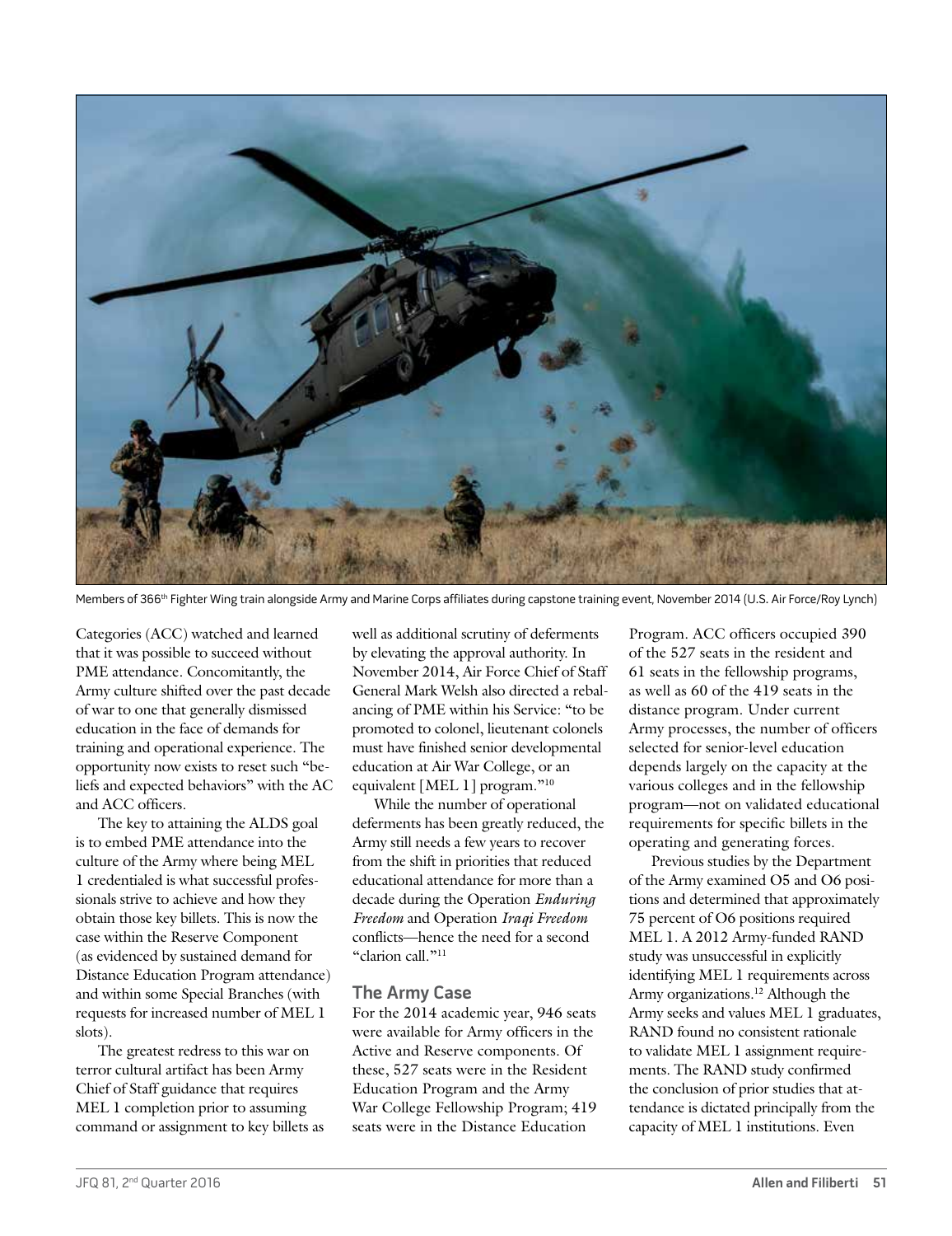Members of 366th Fighter Wing train alongside Army and Marine Corps affiliates during capstone training event, November 2014 (U.S. Air Force/Roy Lynch)

Categories (ACC) watched and learned that it was possible to succeed without PME attendance. Concomitantly, the Army culture shifted over the past decade of war to one that generally dismissed education in the face of demands for training and operational experience. The opportunity now exists to reset such "beliefs and expected behaviors" with the AC and ACC officers.

The key to attaining the ALDS goal is to embed PME attendance into the culture of the Army where being MEL 1 credentialed is what successful professionals strive to achieve and how they obtain those key billets. This is now the case within the Reserve Component (as evidenced by sustained demand for Distance Education Program attendance) and within some Special Branches (with requests for increased number of MEL 1 slots).

The greatest redress to this war on terror cultural artifact has been Army Chief of Staff guidance that requires MEL 1 completion prior to assuming command or assignment to key billets as well as additional scrutiny of deferments by elevating the approval authority. In November 2014, Air Force Chief of Staff General Mark Welsh also directed a rebalancing of PME within his Service: "to be promoted to colonel, lieutenant colonels must have finished senior developmental education at Air War College, or an equivalent [MEL 1] program."[10]

While the number of operational deferments has been greatly reduced, the Army still needs a few years to recover from the shift in priorities that reduced educational attendance for more than a decade during the Operation *Enduring Freedom* and Operation *Iraqi Freedom* conflicts—hence the need for a second "clarion call."[11]

## The Army Case

For the 2014 academic year, 946 seats were available for Army officers in the Active and Reserve components. Of these, 527 seats were in the Resident Education Program and the Army War College Fellowship Program; 419 seats were in the Distance Education Program. ACC officers occupied 390 of the 527 seats in the resident and 61 seats in the fellowship programs, as well as 60 of the 419 seats in the distance program. Under current Army processes, the number of officers selected for senior-level education depends largely on the capacity at the various colleges and in the fellowship program—not on validated educational requirements for specific billets in the operating and generating forces.

Previous studies by the Department of the Army examined O5 and O6 positions and determined that approximately 75 percent of O6 positions required MEL 1. A 2012 Army-funded RAND study was unsuccessful in explicitly identifying MEL 1 requirements across Army organizations.[12] Although the Army seeks and values MEL 1 graduates, RAND found no consistent rationale to validate MEL 1 assignment requirements. The RAND study confirmed the conclusion of prior studies that attendance is dictated principally from the capacity of MEL 1 institutions. Even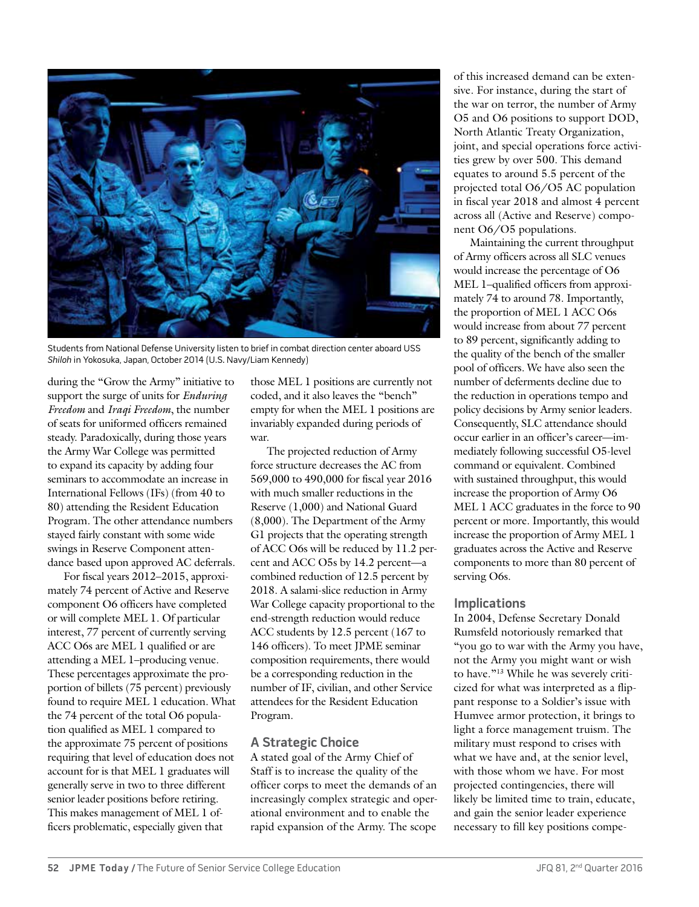Students from National Defense University listen to brief in combat direction center aboard USS *Shiloh* in Yokosuka, Japan, October 2014 (U.S. Navy/Liam Kennedy)

during the "Grow the Army" initiative to support the surge of units for *Enduring Freedom* and *Iraqi Freedom*, the number of seats for uniformed officers remained steady. Paradoxically, during those years the Army War College was permitted to expand its capacity by adding four seminars to accommodate an increase in International Fellows (IFs) (from 40 to 80) attending the Resident Education Program. The other attendance numbers stayed fairly constant with some wide swings in Reserve Component attendance based upon approved AC deferrals.

For fiscal years 2012–2015, approximately 74 percent of Active and Reserve component O6 officers have completed or will complete MEL 1. Of particular interest, 77 percent of currently serving ACC O6s are MEL 1 qualified or are attending a MEL 1–producing venue. These percentages approximate the proportion of billets (75 percent) previously found to require MEL 1 education. What the 74 percent of the total O6 population qualified as MEL 1 compared to the approximate 75 percent of positions requiring that level of education does not account for is that MEL 1 graduates will generally serve in two to three different senior leader positions before retiring. This makes management of MEL 1 officers problematic, especially given that those MEL 1 positions are currently not coded, and it also leaves the "bench" empty for when the MEL 1 positions are invariably expanded during periods of war.

The projected reduction of Army force structure decreases the AC from 569,000 to 490,000 for fiscal year 2016 with much smaller reductions in the Reserve (1,000) and National Guard (8,000). The Department of the Army G1 projects that the operating strength of ACC O6s will be reduced by 11.2 percent and ACC O5s by 14.2 percent—a combined reduction of 12.5 percent by 2018. A salami-slice reduction in Army War College capacity proportional to the end-strength reduction would reduce ACC students by 12.5 percent (167 to 146 officers). To meet JPME seminar composition requirements, there would be a corresponding reduction in the number of IF, civilian, and other Service attendees for the Resident Education Program.

## A Strategic Choice

A stated goal of the Army Chief of Staff is to increase the quality of the officer corps to meet the demands of an increasingly complex strategic and operational environment and to enable the rapid expansion of the Army. The scope of this increased demand can be extensive. For instance, during the start of the war on terror, the number of Army O5 and O6 positions to support DOD, North Atlantic Treaty Organization, joint, and special operations force activities grew by over 500. This demand equates to around 5.5 percent of the projected total O6/O5 AC population in fiscal year 2018 and almost 4 percent across all (Active and Reserve) component O6/O5 populations.

Maintaining the current throughput of Army officers across all SLC venues would increase the percentage of O6 MEL 1–qualified officers from approximately 74 to around 78. Importantly, the proportion of MEL 1 ACC O6s would increase from about 77 percent to 89 percent, significantly adding to the quality of the bench of the smaller pool of officers. We have also seen the number of deferments decline due to the reduction in operations tempo and policy decisions by Army senior leaders. Consequently, SLC attendance should occur earlier in an officer's career—immediately following successful O5-level command or equivalent. Combined with sustained throughput, this would increase the proportion of Army O6 MEL 1 ACC graduates in the force to 90 percent or more. Importantly, this would increase the proportion of Army MEL 1 graduates across the Active and Reserve components to more than 80 percent of serving O6s.

## Implications

In 2004, Defense Secretary Donald Rumsfeld notoriously remarked that "you go to war with the Army you have, not the Army you might want or wish to have."[13] While he was severely criticized for what was interpreted as a flippant response to a Soldier's issue with Humvee armor protection, it brings to light a force management truism. The military must respond to crises with what we have and, at the senior level, with those whom we have. For most projected contingencies, there will likely be limited time to train, educate, and gain the senior leader experience necessary to fill key positions compe-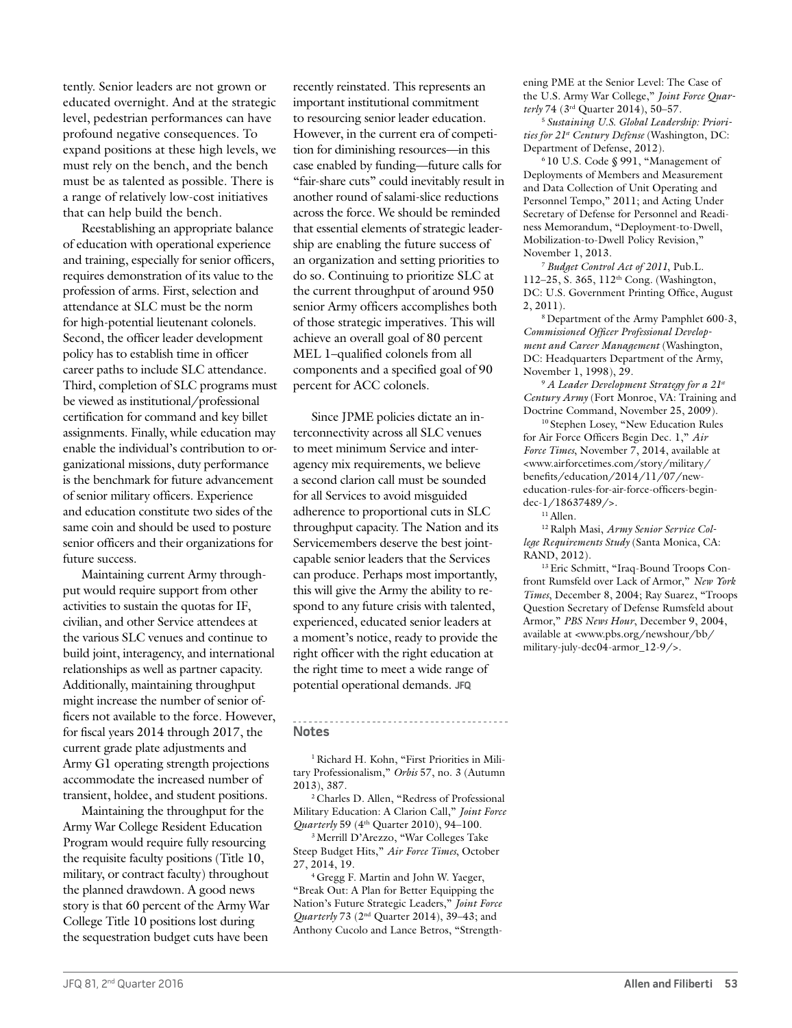tently. Senior leaders are not grown or educated overnight. And at the strategic level, pedestrian performances can have profound negative consequences. To expand positions at these high levels, we must rely on the bench, and the bench must be as talented as possible. There is a range of relatively low-cost initiatives that can help build the bench.

Reestablishing an appropriate balance of education with operational experience and training, especially for senior officers, requires demonstration of its value to the profession of arms. First, selection and attendance at SLC must be the norm for high-potential lieutenant colonels. Second, the officer leader development policy has to establish time in officer career paths to include SLC attendance. Third, completion of SLC programs must be viewed as institutional/professional certification for command and key billet assignments. Finally, while education may enable the individual's contribution to organizational missions, duty performance is the benchmark for future advancement of senior military officers. Experience and education constitute two sides of the same coin and should be used to posture senior officers and their organizations for future success.

Maintaining current Army throughput would require support from other activities to sustain the quotas for IF, civilian, and other Service attendees at the various SLC venues and continue to build joint, interagency, and international relationships as well as partner capacity. Additionally, maintaining throughput might increase the number of senior officers not available to the force. However, for fiscal years 2014 through 2017, the current grade plate adjustments and Army G1 operating strength projections accommodate the increased number of transient, holdee, and student positions.

Maintaining the throughput for the Army War College Resident Education Program would require fully resourcing the requisite faculty positions (Title 10, military, or contract faculty) throughout the planned drawdown. A good news story is that 60 percent of the Army War College Title 10 positions lost during the sequestration budget cuts have been recently reinstated. This represents an important institutional commitment to resourcing senior leader education. However, in the current era of competition for diminishing resources—in this case enabled by funding—future calls for "fair-share cuts" could inevitably result in another round of salami-slice reductions across the force. We should be reminded that essential elements of strategic leadership are enabling the future success of an organization and setting priorities to do so. Continuing to prioritize SLC at the current throughput of around 950 senior Army officers accomplishes both of those strategic imperatives. This will achieve an overall goal of 80 percent MEL 1–qualified colonels from all components and a specified goal of 90 percent for ACC colonels.

Since JPME policies dictate an interconnectivity across all SLC venues to meet minimum Service and interagency mix requirements, we believe a second clarion call must be sounded for all Services to avoid misguided adherence to proportional cuts in SLC throughput capacity. The Nation and its Servicemembers deserve the best joint-capable senior leaders that the Services can produce. Perhaps most importantly, this will give the Army the ability to respond to any future crisis with talented, experienced, educated senior leaders at a moment's notice, ready to provide the right officer with the right education at the right time to meet a wide range of potential operational demands. JFQ

## Notes

[1] Richard H. Kohn, "First Priorities in Military Professionalism," *Orbis* 57, no. 3 (Autumn 2013), 387.

[2] Charles D. Allen, "Redress of Professional Military Education: A Clarion Call," *Joint Force Quarterly* 59 (4th Quarter 2010), 94–100.

[3] Merrill D'Arezzo, "War Colleges Take Steep Budget Hits," *Air Force Times*, October 27, 2014, 19.

[4] Gregg F. Martin and John W. Yaeger, "Break Out: A Plan for Better Equipping the Nation's Future Strategic Leaders," *Joint Force Quarterly* 73 (2nd Quarter 2014), 39–43; and Anthony Cucolo and Lance Betros, "Strengthening PME at the Senior Level: The Case of the U.S. Army War College," *Joint Force Quarterly* 74 (3rd Quarter 2014), 50–57.

[5] *Sustaining U.S. Global Leadership: Priorities for 21st Century Defense* (Washington, DC: Department of Defense, 2012).

[6] 10 U.S. Code § 991, "Management of Deployments of Members and Measurement and Data Collection of Unit Operating and Personnel Tempo," 2011; and Acting Under Secretary of Defense for Personnel and Readiness Memorandum, "Deployment-to-Dwell, Mobilization-to-Dwell Policy Revision," November 1, 2013.

[7] *Budget Control Act of 2011*, Pub.L. 112–25, S. 365, 112th Cong. (Washington, DC: U.S. Government Printing Office, August 2, 2011).

[8] Department of the Army Pamphlet 600-3, *Commissioned Officer Professional Development and Career Management* (Washington, DC: Headquarters Department of the Army, November 1, 1998), 29.

[9] *A Leader Development Strategy for a 21st Century Army* (Fort Monroe, VA: Training and Doctrine Command, November 25, 2009).

[10] Stephen Losey, "New Education Rules for Air Force Officers Begin Dec. 1," *Air Force Times*, November 7, 2014, available at <www.airforcetimes.com/story/military/benefits/education/2014/11/07/new-education-rules-for-air-force-officers-begin-dec-1/18637489/>.

[11] Allen.

[12] Ralph Masi, *Army Senior Service College Requirements Study* (Santa Monica, CA: RAND, 2012).

[13] Eric Schmitt, "Iraq-Bound Troops Confront Rumsfeld over Lack of Armor," *New York Times*, December 8, 2004; Ray Suarez, "Troops Question Secretary of Defense Rumsfeld about Armor," *PBS News Hour*, December 9, 2004, available at <www.pbs.org/newshour/bb/military-july-dec04-armor_12-9/>.